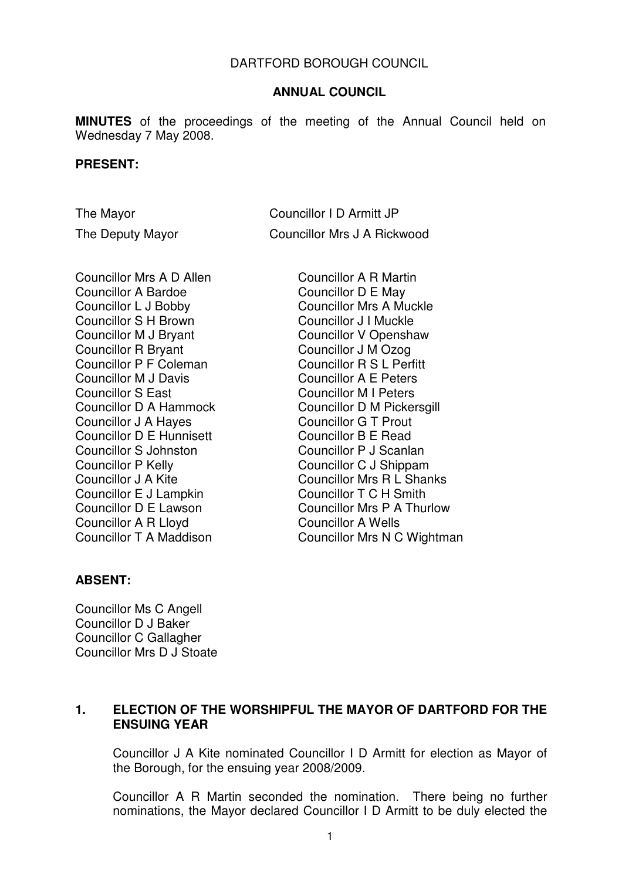DARTFORD BOROUGH COUNCIL

**ANNUAL COUNCIL**

**MINUTES** of the proceedings of the meeting of the Annual Council held on Wednesday 7 May 2008.

**PRESENT:**

The Mayor — Councillor I D Armitt JP

The Deputy Mayor — Councillor Mrs J A Rickwood

Councillor Mrs A D Allen
Councillor A Bardoe
Councillor L J Bobby
Councillor S H Brown
Councillor M J Bryant
Councillor R Bryant
Councillor P F Coleman
Councillor M J Davis
Councillor S East
Councillor D A Hammock
Councillor J A Hayes
Councillor D E Hunnisett
Councillor S Johnston
Councillor P Kelly
Councillor J A Kite
Councillor E J Lampkin
Councillor D E Lawson
Councillor A R Lloyd
Councillor T A Maddison
Councillor A R Martin
Councillor D E May
Councillor Mrs A Muckle
Councillor J I Muckle
Councillor V Openshaw
Councillor J M Ozog
Councillor R S L Perfitt
Councillor A E Peters
Councillor M I Peters
Councillor D M Pickersgill
Councillor G T Prout
Councillor B E Read
Councillor P J Scanlan
Councillor C J Shippam
Councillor Mrs R L Shanks
Councillor T C H Smith
Councillor Mrs P A Thurlow
Councillor A Wells
Councillor Mrs N C Wightman

**ABSENT:**

Councillor Ms C Angell
Councillor D J Baker
Councillor C Gallagher
Councillor Mrs D J Stoate

## 1. ELECTION OF THE WORSHIPFUL THE MAYOR OF DARTFORD FOR THE ENSUING YEAR

Councillor J A Kite nominated Councillor I D Armitt for election as Mayor of the Borough, for the ensuing year 2008/2009.

Councillor A R Martin seconded the nomination. There being no further nominations, the Mayor declared Councillor I D Armitt to be duly elected the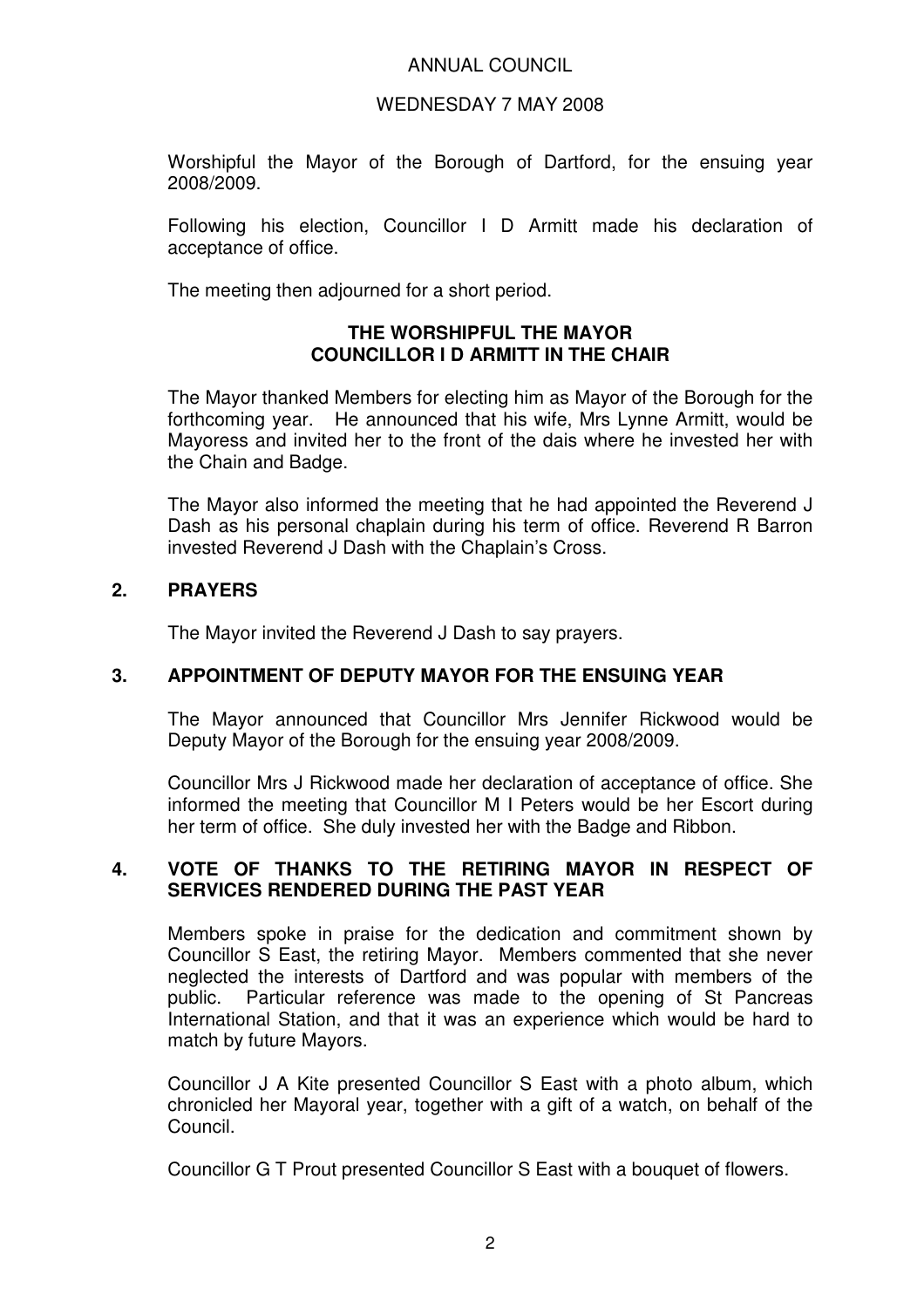Worshipful the Mayor of the Borough of Dartford, for the ensuing year 2008/2009.

Following his election, Councillor I D Armitt made his declaration of acceptance of office.

The meeting then adjourned for a short period.

**THE WORSHIPFUL THE MAYOR**
**COUNCILLOR I D ARMITT IN THE CHAIR**

The Mayor thanked Members for electing him as Mayor of the Borough for the forthcoming year. He announced that his wife, Mrs Lynne Armitt, would be Mayoress and invited her to the front of the dais where he invested her with the Chain and Badge.

The Mayor also informed the meeting that he had appointed the Reverend J Dash as his personal chaplain during his term of office. Reverend R Barron invested Reverend J Dash with the Chaplain's Cross.

## 2. PRAYERS

The Mayor invited the Reverend J Dash to say prayers.

## 3. APPOINTMENT OF DEPUTY MAYOR FOR THE ENSUING YEAR

The Mayor announced that Councillor Mrs Jennifer Rickwood would be Deputy Mayor of the Borough for the ensuing year 2008/2009.

Councillor Mrs J Rickwood made her declaration of acceptance of office. She informed the meeting that Councillor M I Peters would be her Escort during her term of office. She duly invested her with the Badge and Ribbon.

## 4. VOTE OF THANKS TO THE RETIRING MAYOR IN RESPECT OF SERVICES RENDERED DURING THE PAST YEAR

Members spoke in praise for the dedication and commitment shown by Councillor S East, the retiring Mayor. Members commented that she never neglected the interests of Dartford and was popular with members of the public. Particular reference was made to the opening of St Pancreas International Station, and that it was an experience which would be hard to match by future Mayors.

Councillor J A Kite presented Councillor S East with a photo album, which chronicled her Mayoral year, together with a gift of a watch, on behalf of the Council.

Councillor G T Prout presented Councillor S East with a bouquet of flowers.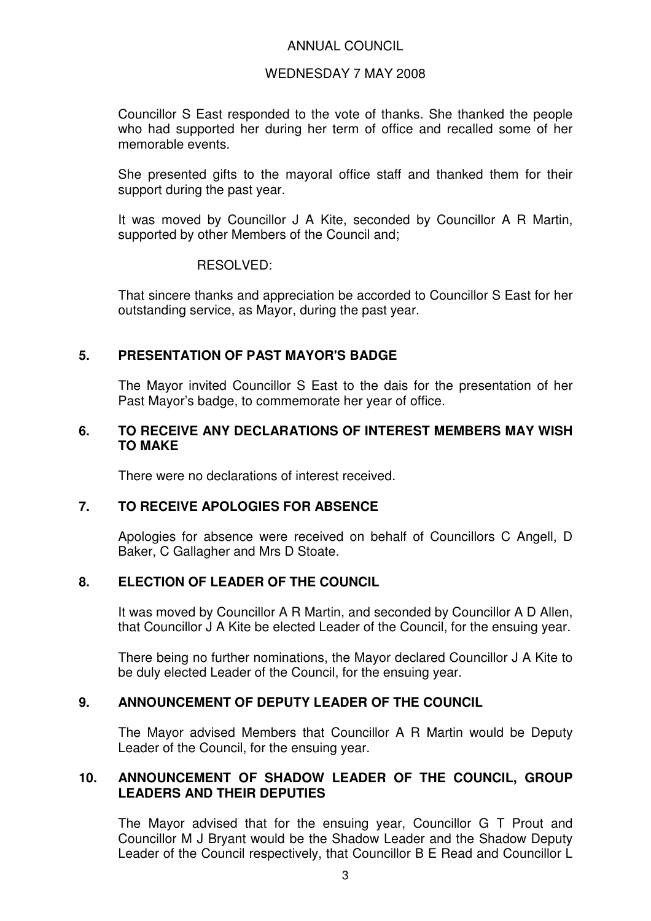Councillor S East responded to the vote of thanks. She thanked the people who had supported her during her term of office and recalled some of her memorable events.

She presented gifts to the mayoral office staff and thanked them for their support during the past year.

It was moved by Councillor J A Kite, seconded by Councillor A R Martin, supported by other Members of the Council and;

RESOLVED:

That sincere thanks and appreciation be accorded to Councillor S East for her outstanding service, as Mayor, during the past year.

## 5. PRESENTATION OF PAST MAYOR'S BADGE

The Mayor invited Councillor S East to the dais for the presentation of her Past Mayor's badge, to commemorate her year of office.

## 6. TO RECEIVE ANY DECLARATIONS OF INTEREST MEMBERS MAY WISH TO MAKE

There were no declarations of interest received.

## 7. TO RECEIVE APOLOGIES FOR ABSENCE

Apologies for absence were received on behalf of Councillors C Angell, D Baker, C Gallagher and Mrs D Stoate.

## 8. ELECTION OF LEADER OF THE COUNCIL

It was moved by Councillor A R Martin, and seconded by Councillor A D Allen, that Councillor J A Kite be elected Leader of the Council, for the ensuing year.

There being no further nominations, the Mayor declared Councillor J A Kite to be duly elected Leader of the Council, for the ensuing year.

## 9. ANNOUNCEMENT OF DEPUTY LEADER OF THE COUNCIL

The Mayor advised Members that Councillor A R Martin would be Deputy Leader of the Council, for the ensuing year.

## 10. ANNOUNCEMENT OF SHADOW LEADER OF THE COUNCIL, GROUP LEADERS AND THEIR DEPUTIES

The Mayor advised that for the ensuing year, Councillor G T Prout and Councillor M J Bryant would be the Shadow Leader and the Shadow Deputy Leader of the Council respectively, that Councillor B E Read and Councillor L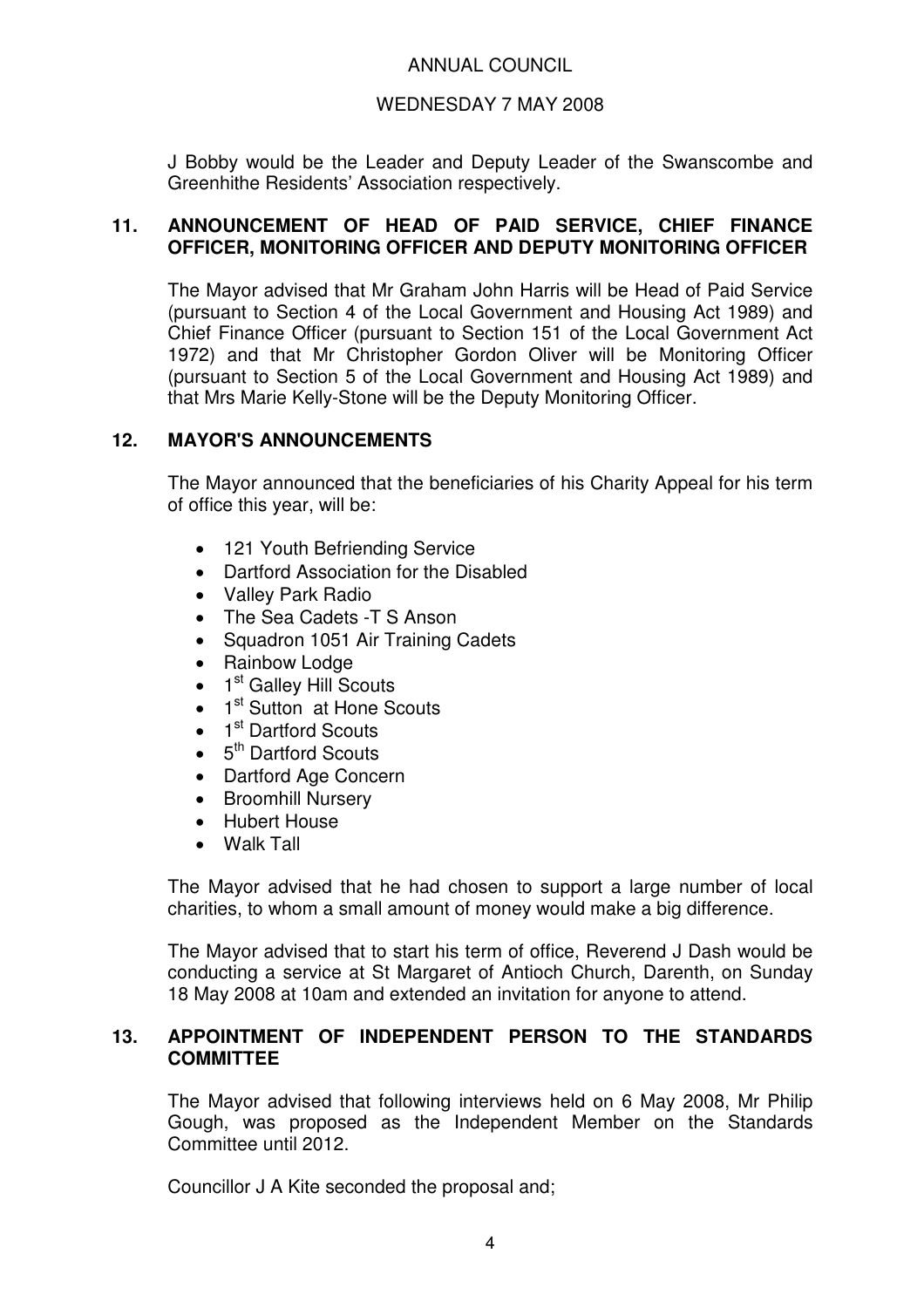J Bobby would be the Leader and Deputy Leader of the Swanscombe and Greenhithe Residents' Association respectively.

## 11. ANNOUNCEMENT OF HEAD OF PAID SERVICE, CHIEF FINANCE OFFICER, MONITORING OFFICER AND DEPUTY MONITORING OFFICER

The Mayor advised that Mr Graham John Harris will be Head of Paid Service (pursuant to Section 4 of the Local Government and Housing Act 1989) and Chief Finance Officer (pursuant to Section 151 of the Local Government Act 1972) and that Mr Christopher Gordon Oliver will be Monitoring Officer (pursuant to Section 5 of the Local Government and Housing Act 1989) and that Mrs Marie Kelly-Stone will be the Deputy Monitoring Officer.

## 12. MAYOR'S ANNOUNCEMENTS

The Mayor announced that the beneficiaries of his Charity Appeal for his term of office this year, will be:

- 121 Youth Befriending Service
- Dartford Association for the Disabled
- Valley Park Radio
- The Sea Cadets -T S Anson
- Squadron 1051 Air Training Cadets
- Rainbow Lodge
- 1st Galley Hill Scouts
- 1st Sutton at Hone Scouts
- 1st Dartford Scouts
- 5th Dartford Scouts
- Dartford Age Concern
- Broomhill Nursery
- Hubert House
- Walk Tall

The Mayor advised that he had chosen to support a large number of local charities, to whom a small amount of money would make a big difference.

The Mayor advised that to start his term of office, Reverend J Dash would be conducting a service at St Margaret of Antioch Church, Darenth, on Sunday 18 May 2008 at 10am and extended an invitation for anyone to attend.

## 13. APPOINTMENT OF INDEPENDENT PERSON TO THE STANDARDS COMMITTEE

The Mayor advised that following interviews held on 6 May 2008, Mr Philip Gough, was proposed as the Independent Member on the Standards Committee until 2012.

Councillor J A Kite seconded the proposal and;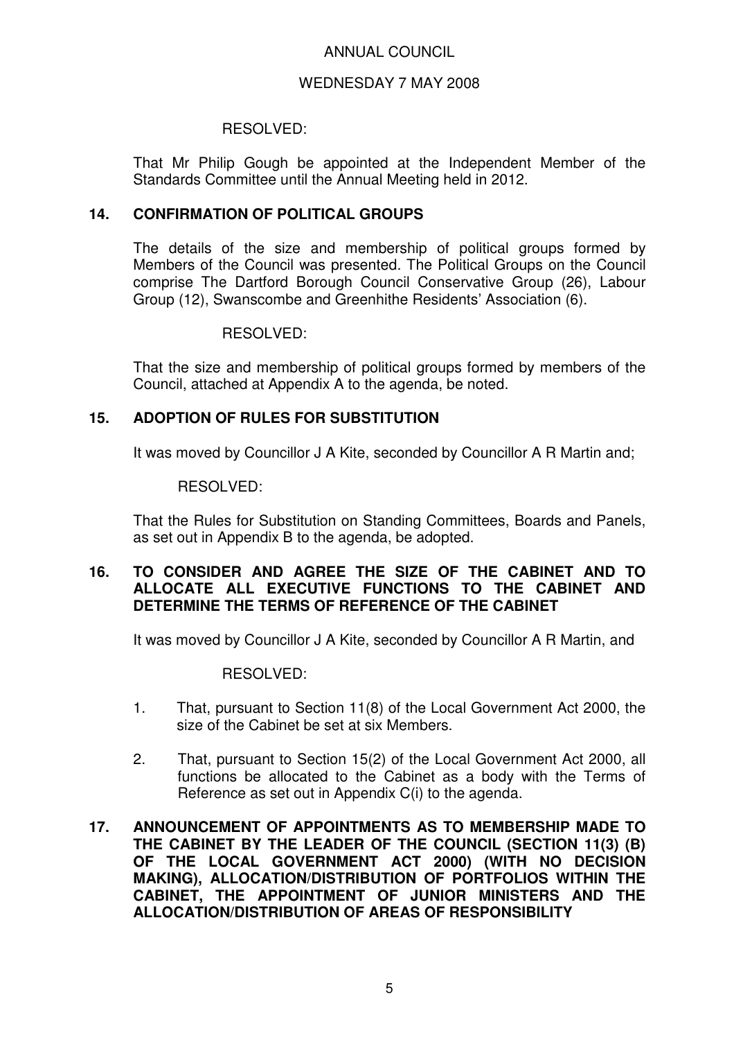ANNUAL COUNCIL

WEDNESDAY 7 MAY 2008

RESOLVED:

That Mr Philip Gough be appointed at the Independent Member of the Standards Committee until the Annual Meeting held in 2012.

## 14. CONFIRMATION OF POLITICAL GROUPS

The details of the size and membership of political groups formed by Members of the Council was presented. The Political Groups on the Council comprise The Dartford Borough Council Conservative Group (26), Labour Group (12), Swanscombe and Greenhithe Residents' Association (6).

RESOLVED:

That the size and membership of political groups formed by members of the Council, attached at Appendix A to the agenda, be noted.

## 15. ADOPTION OF RULES FOR SUBSTITUTION

It was moved by Councillor J A Kite, seconded by Councillor A R Martin and;

RESOLVED:

That the Rules for Substitution on Standing Committees, Boards and Panels, as set out in Appendix B to the agenda, be adopted.

## 16. TO CONSIDER AND AGREE THE SIZE OF THE CABINET AND TO ALLOCATE ALL EXECUTIVE FUNCTIONS TO THE CABINET AND DETERMINE THE TERMS OF REFERENCE OF THE CABINET

It was moved by Councillor J A Kite, seconded by Councillor A R Martin, and

RESOLVED:

1. That, pursuant to Section 11(8) of the Local Government Act 2000, the size of the Cabinet be set at six Members.

2. That, pursuant to Section 15(2) of the Local Government Act 2000, all functions be allocated to the Cabinet as a body with the Terms of Reference as set out in Appendix C(i) to the agenda.

## 17. ANNOUNCEMENT OF APPOINTMENTS AS TO MEMBERSHIP MADE TO THE CABINET BY THE LEADER OF THE COUNCIL (SECTION 11(3) (B) OF THE LOCAL GOVERNMENT ACT 2000) (WITH NO DECISION MAKING), ALLOCATION/DISTRIBUTION OF PORTFOLIOS WITHIN THE CABINET, THE APPOINTMENT OF JUNIOR MINISTERS AND THE ALLOCATION/DISTRIBUTION OF AREAS OF RESPONSIBILITY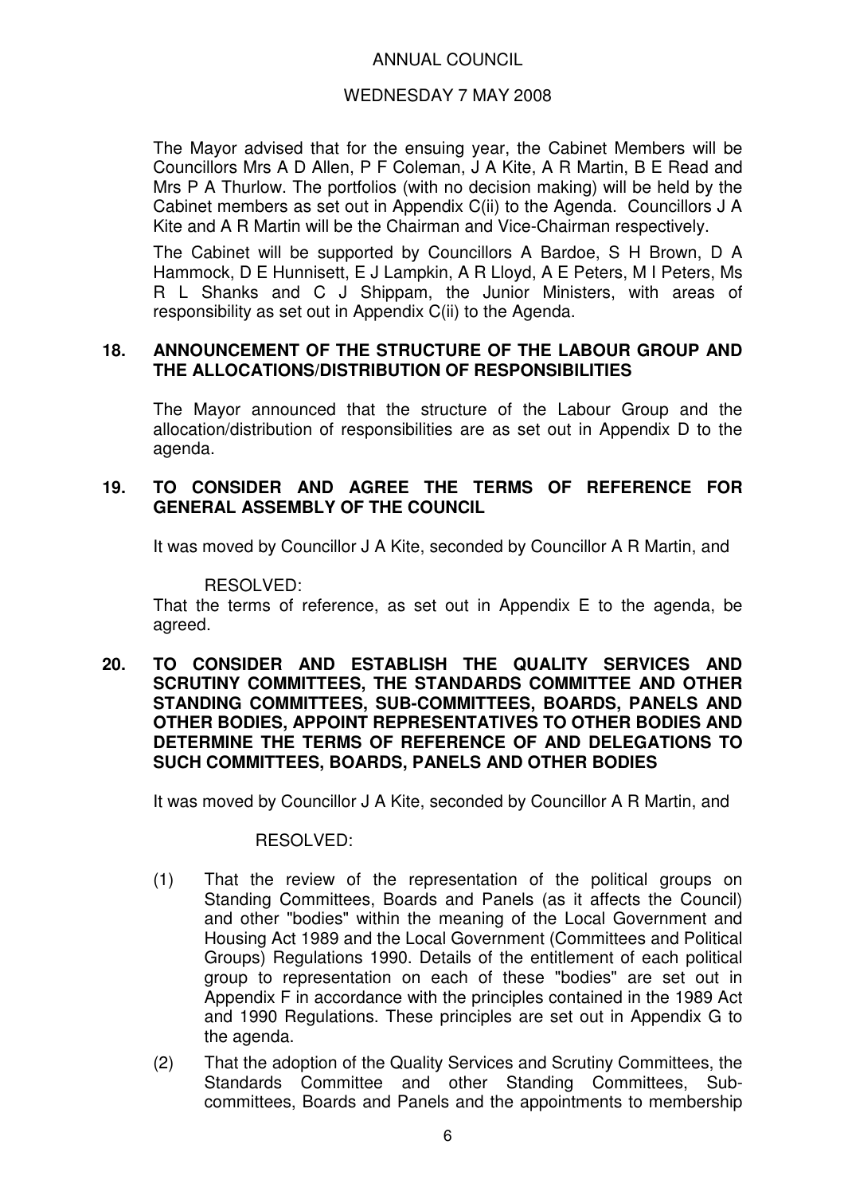The Mayor advised that for the ensuing year, the Cabinet Members will be Councillors Mrs A D Allen, P F Coleman, J A Kite, A R Martin, B E Read and Mrs P A Thurlow. The portfolios (with no decision making) will be held by the Cabinet members as set out in Appendix C(ii) to the Agenda. Councillors J A Kite and A R Martin will be the Chairman and Vice-Chairman respectively.

The Cabinet will be supported by Councillors A Bardoe, S H Brown, D A Hammock, D E Hunnisett, E J Lampkin, A R Lloyd, A E Peters, M I Peters, Ms R L Shanks and C J Shippam, the Junior Ministers, with areas of responsibility as set out in Appendix C(ii) to the Agenda.

## 18. ANNOUNCEMENT OF THE STRUCTURE OF THE LABOUR GROUP AND THE ALLOCATIONS/DISTRIBUTION OF RESPONSIBILITIES

The Mayor announced that the structure of the Labour Group and the allocation/distribution of responsibilities are as set out in Appendix D to the agenda.

## 19. TO CONSIDER AND AGREE THE TERMS OF REFERENCE FOR GENERAL ASSEMBLY OF THE COUNCIL

It was moved by Councillor J A Kite, seconded by Councillor A R Martin, and

RESOLVED:

That the terms of reference, as set out in Appendix E to the agenda, be agreed.

## 20. TO CONSIDER AND ESTABLISH THE QUALITY SERVICES AND SCRUTINY COMMITTEES, THE STANDARDS COMMITTEE AND OTHER STANDING COMMITTEES, SUB-COMMITTEES, BOARDS, PANELS AND OTHER BODIES, APPOINT REPRESENTATIVES TO OTHER BODIES AND DETERMINE THE TERMS OF REFERENCE OF AND DELEGATIONS TO SUCH COMMITTEES, BOARDS, PANELS AND OTHER BODIES

It was moved by Councillor J A Kite, seconded by Councillor A R Martin, and

RESOLVED:

(1) That the review of the representation of the political groups on Standing Committees, Boards and Panels (as it affects the Council) and other "bodies" within the meaning of the Local Government and Housing Act 1989 and the Local Government (Committees and Political Groups) Regulations 1990. Details of the entitlement of each political group to representation on each of these "bodies" are set out in Appendix F in accordance with the principles contained in the 1989 Act and 1990 Regulations. These principles are set out in Appendix G to the agenda.

(2) That the adoption of the Quality Services and Scrutiny Committees, the Standards Committee and other Standing Committees, Sub-committees, Boards and Panels and the appointments to membership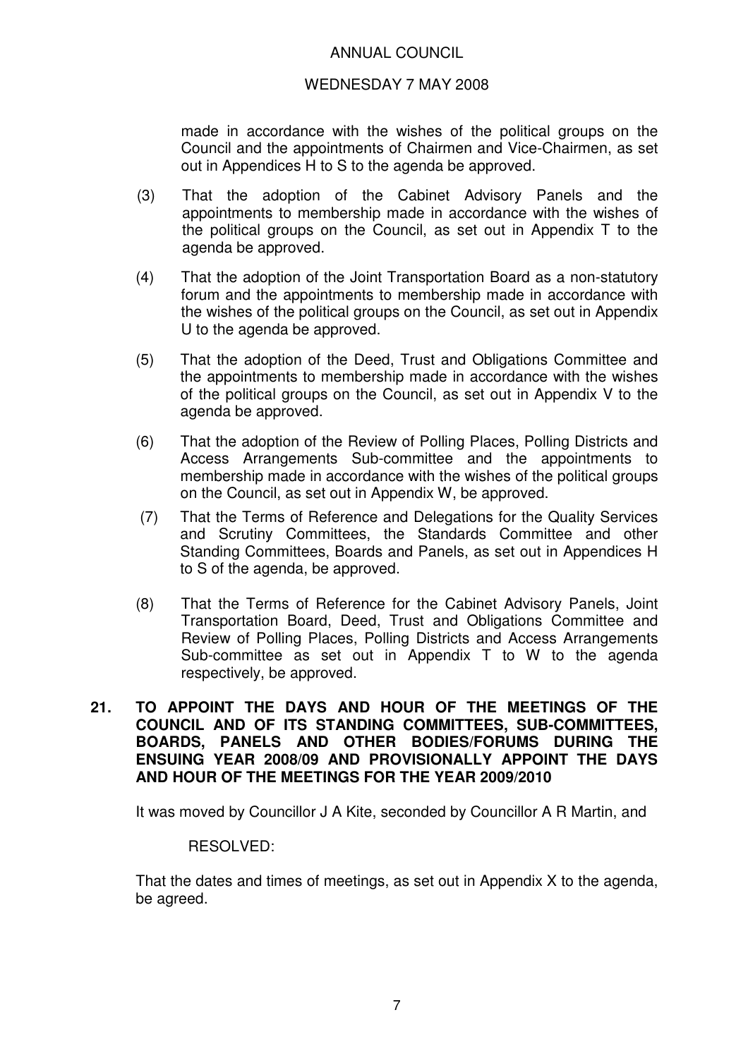made in accordance with the wishes of the political groups on the Council and the appointments of Chairmen and Vice-Chairmen, as set out in Appendices H to S to the agenda be approved.

(3) That the adoption of the Cabinet Advisory Panels and the appointments to membership made in accordance with the wishes of the political groups on the Council, as set out in Appendix T to the agenda be approved.

(4) That the adoption of the Joint Transportation Board as a non-statutory forum and the appointments to membership made in accordance with the wishes of the political groups on the Council, as set out in Appendix U to the agenda be approved.

(5) That the adoption of the Deed, Trust and Obligations Committee and the appointments to membership made in accordance with the wishes of the political groups on the Council, as set out in Appendix V to the agenda be approved.

(6) That the adoption of the Review of Polling Places, Polling Districts and Access Arrangements Sub-committee and the appointments to membership made in accordance with the wishes of the political groups on the Council, as set out in Appendix W, be approved.

(7) That the Terms of Reference and Delegations for the Quality Services and Scrutiny Committees, the Standards Committee and other Standing Committees, Boards and Panels, as set out in Appendices H to S of the agenda, be approved.

(8) That the Terms of Reference for the Cabinet Advisory Panels, Joint Transportation Board, Deed, Trust and Obligations Committee and Review of Polling Places, Polling Districts and Access Arrangements Sub-committee as set out in Appendix T to W to the agenda respectively, be approved.

**21. TO APPOINT THE DAYS AND HOUR OF THE MEETINGS OF THE COUNCIL AND OF ITS STANDING COMMITTEES, SUB-COMMITTEES, BOARDS, PANELS AND OTHER BODIES/FORUMS DURING THE ENSUING YEAR 2008/09 AND PROVISIONALLY APPOINT THE DAYS AND HOUR OF THE MEETINGS FOR THE YEAR 2009/2010**

It was moved by Councillor J A Kite, seconded by Councillor A R Martin, and

RESOLVED:

That the dates and times of meetings, as set out in Appendix X to the agenda, be agreed.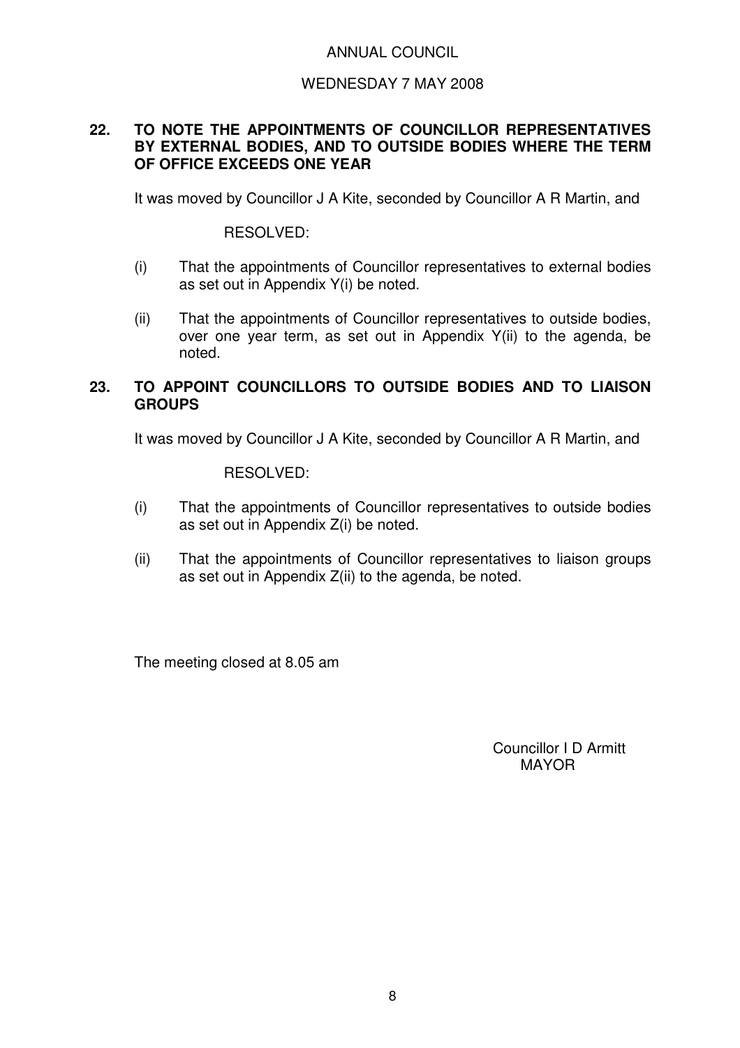ANNUAL COUNCIL

WEDNESDAY 7 MAY 2008

**22. TO NOTE THE APPOINTMENTS OF COUNCILLOR REPRESENTATIVES BY EXTERNAL BODIES, AND TO OUTSIDE BODIES WHERE THE TERM OF OFFICE EXCEEDS ONE YEAR**

It was moved by Councillor J A Kite, seconded by Councillor A R Martin, and

RESOLVED:

(i) That the appointments of Councillor representatives to external bodies as set out in Appendix Y(i) be noted.

(ii) That the appointments of Councillor representatives to outside bodies, over one year term, as set out in Appendix Y(ii) to the agenda, be noted.

**23. TO APPOINT COUNCILLORS TO OUTSIDE BODIES AND TO LIAISON GROUPS**

It was moved by Councillor J A Kite, seconded by Councillor A R Martin, and

RESOLVED:

(i) That the appointments of Councillor representatives to outside bodies as set out in Appendix Z(i) be noted.

(ii) That the appointments of Councillor representatives to liaison groups as set out in Appendix Z(ii) to the agenda, be noted.

The meeting closed at 8.05 am

Councillor I D Armitt
MAYOR